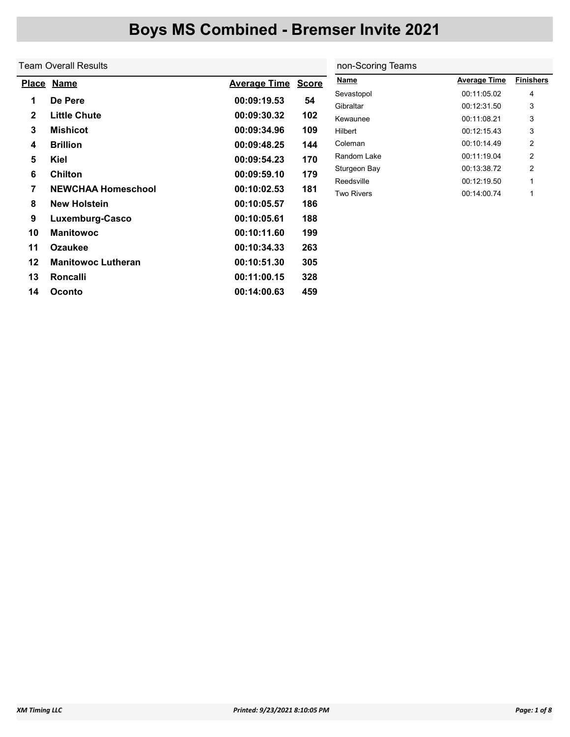# Boys MS Combined - Bremser Invite 2021

## Team Overall Results

| Place | Name | Average Time | Score |
|---|---|---|---|
| 1 | De Pere | 00:09:19.53 | 54 |
| 2 | Little Chute | 00:09:30.32 | 102 |
| 3 | Mishicot | 00:09:34.96 | 109 |
| 4 | Brillion | 00:09:48.25 | 144 |
| 5 | Kiel | 00:09:54.23 | 170 |
| 6 | Chilton | 00:09:59.10 | 179 |
| 7 | NEWCHAA Homeschool | 00:10:02.53 | 181 |
| 8 | New Holstein | 00:10:05.57 | 186 |
| 9 | Luxemburg-Casco | 00:10:05.61 | 188 |
| 10 | Manitowoc | 00:10:11.60 | 199 |
| 11 | Ozaukee | 00:10:34.33 | 263 |
| 12 | Manitowoc Lutheran | 00:10:51.30 | 305 |
| 13 | Roncalli | 00:11:00.15 | 328 |
| 14 | Oconto | 00:14:00.63 | 459 |

## non-Scoring Teams

| Name | Average Time | Finishers |
|---|---|---|
| Sevastopol | 00:11:05.02 | 4 |
| Gibraltar | 00:12:31.50 | 3 |
| Kewaunee | 00:11:08.21 | 3 |
| Hilbert | 00:12:15.43 | 3 |
| Coleman | 00:10:14.49 | 2 |
| Random Lake | 00:11:19.04 | 2 |
| Sturgeon Bay | 00:13:38.72 | 2 |
| Reedsville | 00:12:19.50 | 1 |
| Two Rivers | 00:14:00.74 | 1 |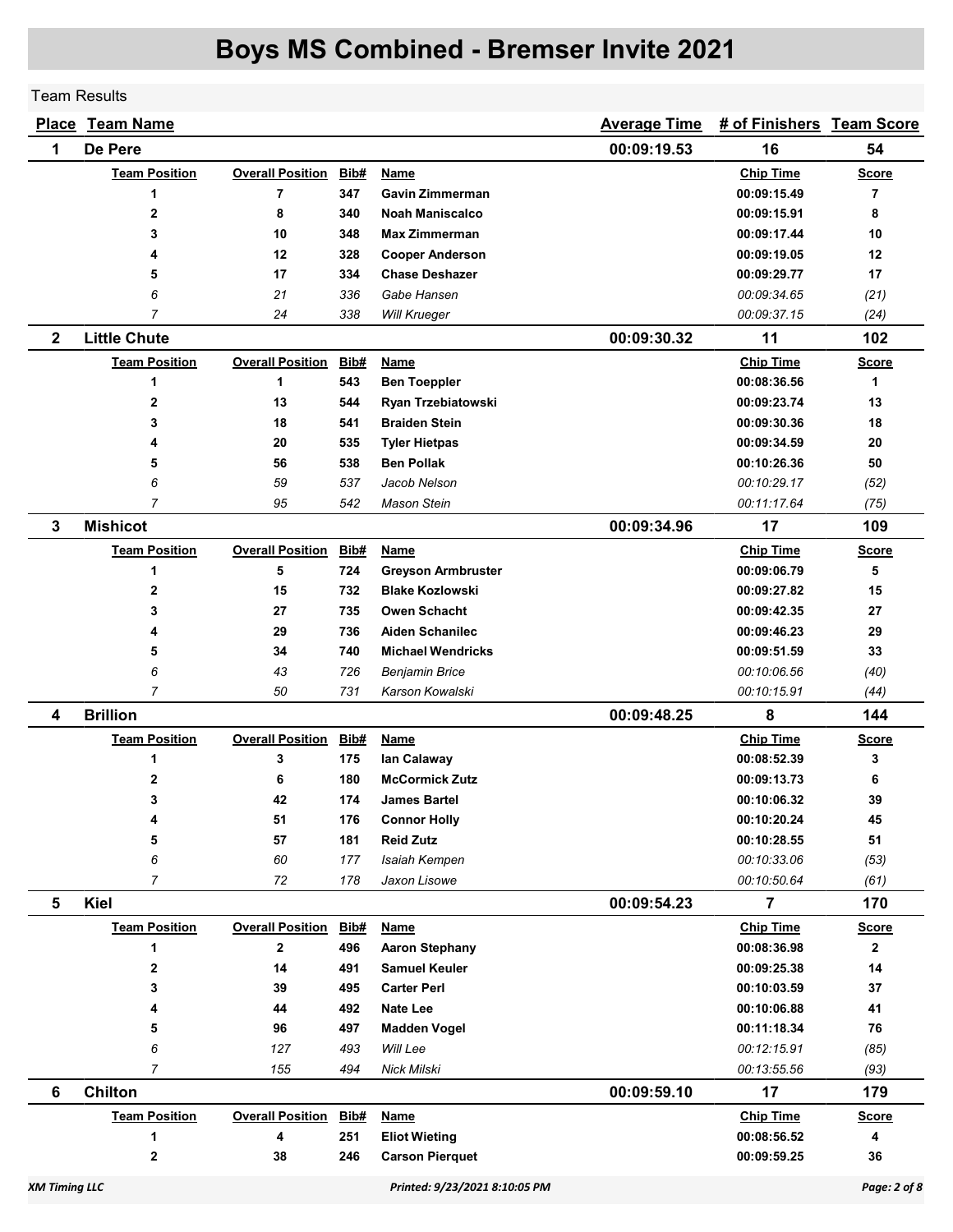# Boys MS Combined - Bremser Invite 2021

Team Results

| Place | Team Name | | | | Average Time | # of Finishers | Team Score |
|---|---|---|---|---|---|---|---|
| **1** | **De Pere** | | | | **00:09:19.53** | **16** | **54** |
| | **Team Position** | **Overall Position** | **Bib#** | **Name** | | **Chip Time** | **Score** |
| | 1 | 7 | 347 | Gavin Zimmerman | | 00:09:15.49 | 7 |
| | 2 | 8 | 340 | Noah Maniscalco | | 00:09:15.91 | 8 |
| | 3 | 10 | 348 | Max Zimmerman | | 00:09:17.44 | 10 |
| | 4 | 12 | 328 | Cooper Anderson | | 00:09:19.05 | 12 |
| | 5 | 17 | 334 | Chase Deshazer | | 00:09:29.77 | 17 |
| | *6* | *21* | *336* | *Gabe Hansen* | | *00:09:34.65* | *(21)* |
| | *7* | *24* | *338* | *Will Krueger* | | *00:09:37.15* | *(24)* |
| **2** | **Little Chute** | | | | **00:09:30.32** | **11** | **102** |
| | **Team Position** | **Overall Position** | **Bib#** | **Name** | | **Chip Time** | **Score** |
| | 1 | 1 | 543 | Ben Toeppler | | 00:08:36.56 | 1 |
| | 2 | 13 | 544 | Ryan Trzebiatowski | | 00:09:23.74 | 13 |
| | 3 | 18 | 541 | Braiden Stein | | 00:09:30.36 | 18 |
| | 4 | 20 | 535 | Tyler Hietpas | | 00:09:34.59 | 20 |
| | 5 | 56 | 538 | Ben Pollak | | 00:10:26.36 | 50 |
| | *6* | *59* | *537* | *Jacob Nelson* | | *00:10:29.17* | *(52)* |
| | *7* | *95* | *542* | *Mason Stein* | | *00:11:17.64* | *(75)* |
| **3** | **Mishicot** | | | | **00:09:34.96** | **17** | **109** |
| | **Team Position** | **Overall Position** | **Bib#** | **Name** | | **Chip Time** | **Score** |
| | 1 | 5 | 724 | Greyson Armbruster | | 00:09:06.79 | 5 |
| | 2 | 15 | 732 | Blake Kozlowski | | 00:09:27.82 | 15 |
| | 3 | 27 | 735 | Owen Schacht | | 00:09:42.35 | 27 |
| | 4 | 29 | 736 | Aiden Schanilec | | 00:09:46.23 | 29 |
| | 5 | 34 | 740 | Michael Wendricks | | 00:09:51.59 | 33 |
| | *6* | *43* | *726* | *Benjamin Brice* | | *00:10:06.56* | *(40)* |
| | *7* | *50* | *731* | *Karson Kowalski* | | *00:10:15.91* | *(44)* |
| **4** | **Brillion** | | | | **00:09:48.25** | **8** | **144** |
| | **Team Position** | **Overall Position** | **Bib#** | **Name** | | **Chip Time** | **Score** |
| | 1 | 3 | 175 | Ian Calaway | | 00:08:52.39 | 3 |
| | 2 | 6 | 180 | McCormick Zutz | | 00:09:13.73 | 6 |
| | 3 | 42 | 174 | James Bartel | | 00:10:06.32 | 39 |
| | 4 | 51 | 176 | Connor Holly | | 00:10:20.24 | 45 |
| | 5 | 57 | 181 | Reid Zutz | | 00:10:28.55 | 51 |
| | *6* | *60* | *177* | *Isaiah Kempen* | | *00:10:33.06* | *(53)* |
| | *7* | *72* | *178* | *Jaxon Lisowe* | | *00:10:50.64* | *(61)* |
| **5** | **Kiel** | | | | **00:09:54.23** | **7** | **170** |
| | **Team Position** | **Overall Position** | **Bib#** | **Name** | | **Chip Time** | **Score** |
| | 1 | 2 | 496 | Aaron Stephany | | 00:08:36.98 | 2 |
| | 2 | 14 | 491 | Samuel Keuler | | 00:09:25.38 | 14 |
| | 3 | 39 | 495 | Carter Perl | | 00:10:03.59 | 37 |
| | 4 | 44 | 492 | Nate Lee | | 00:10:06.88 | 41 |
| | 5 | 96 | 497 | Madden Vogel | | 00:11:18.34 | 76 |
| | *6* | *127* | *493* | *Will Lee* | | *00:12:15.91* | *(85)* |
| | *7* | *155* | *494* | *Nick Milski* | | *00:13:55.56* | *(93)* |
| **6** | **Chilton** | | | | **00:09:59.10** | **17** | **179** |
| | **Team Position** | **Overall Position** | **Bib#** | **Name** | | **Chip Time** | **Score** |
| | 1 | 4 | 251 | Eliot Wieting | | 00:08:56.52 | 4 |
| | 2 | 38 | 246 | Carson Pierquet | | 00:09:59.25 | 36 |

XM Timing LLC — Printed: 9/23/2021 8:10:05 PM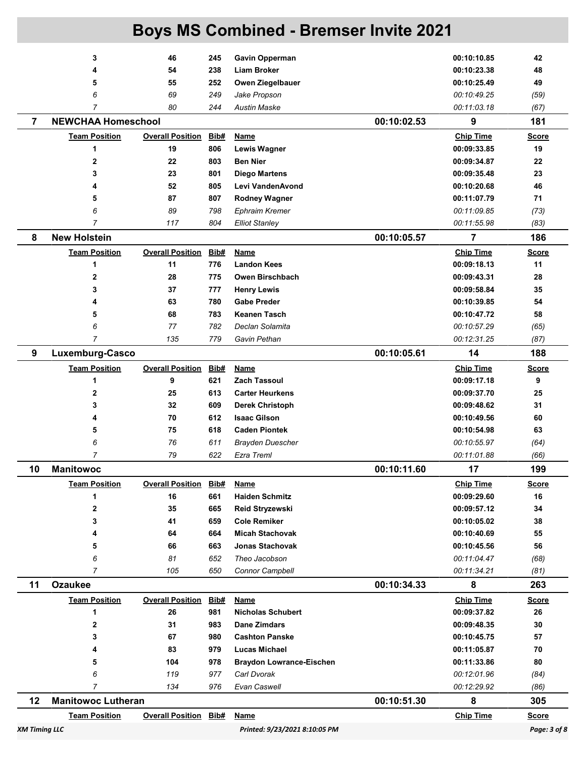# Boys MS Combined - Bremser Invite 2021

| Team Position | Overall Position | Bib# | Name | Chip Time | Score |
|---|---|---|---|---|---|
| 3 | 46 | 245 | **Gavin Opperman** | 00:10:10.85 | 42 |
| 4 | 54 | 238 | **Liam Broker** | 00:10:23.38 | 48 |
| 5 | 55 | 252 | **Owen Ziegelbauer** | 00:10:25.49 | 49 |
| *6* | *69* | *249* | *Jake Propson* | *00:10:49.25* | *(59)* |
| *7* | *80* | *244* | *Austin Maske* | *00:11:03.18* | *(67)* |

**7 NEWCHAA Homeschool** — 00:10:02.53 — 9 — 181

| Team Position | Overall Position | Bib# | Name | Chip Time | Score |
|---|---|---|---|---|---|
| 1 | 19 | 806 | **Lewis Wagner** | 00:09:33.85 | 19 |
| 2 | 22 | 803 | **Ben Nier** | 00:09:34.87 | 22 |
| 3 | 23 | 801 | **Diego Martens** | 00:09:35.48 | 23 |
| 4 | 52 | 805 | **Levi VandenAvond** | 00:10:20.68 | 46 |
| 5 | 87 | 807 | **Rodney Wagner** | 00:11:07.79 | 71 |
| *6* | *89* | *798* | *Ephraim Kremer* | *00:11:09.85* | *(73)* |
| *7* | *117* | *804* | *Elliot Stanley* | *00:11:55.98* | *(83)* |

**8 New Holstein** — 00:10:05.57 — 7 — 186

| Team Position | Overall Position | Bib# | Name | Chip Time | Score |
|---|---|---|---|---|---|
| 1 | 11 | 776 | **Landon Kees** | 00:09:18.13 | 11 |
| 2 | 28 | 775 | **Owen Birschbach** | 00:09:43.31 | 28 |
| 3 | 37 | 777 | **Henry Lewis** | 00:09:58.84 | 35 |
| 4 | 63 | 780 | **Gabe Preder** | 00:10:39.85 | 54 |
| 5 | 68 | 783 | **Keanen Tasch** | 00:10:47.72 | 58 |
| *6* | *77* | *782* | *Declan Solamita* | *00:10:57.29* | *(65)* |
| *7* | *135* | *779* | *Gavin Pethan* | *00:12:31.25* | *(87)* |

**9 Luxemburg-Casco** — 00:10:05.61 — 14 — 188

| Team Position | Overall Position | Bib# | Name | Chip Time | Score |
|---|---|---|---|---|---|
| 1 | 9 | 621 | **Zach Tassoul** | 00:09:17.18 | 9 |
| 2 | 25 | 613 | **Carter Heurkens** | 00:09:37.70 | 25 |
| 3 | 32 | 609 | **Derek Christoph** | 00:09:48.62 | 31 |
| 4 | 70 | 612 | **Isaac Gilson** | 00:10:49.56 | 60 |
| 5 | 75 | 618 | **Caden Piontek** | 00:10:54.98 | 63 |
| *6* | *76* | *611* | *Brayden Duescher* | *00:10:55.97* | *(64)* |
| *7* | *79* | *622* | *Ezra Treml* | *00:11:01.88* | *(66)* |

**10 Manitowoc** — 00:10:11.60 — 17 — 199

| Team Position | Overall Position | Bib# | Name | Chip Time | Score |
|---|---|---|---|---|---|
| 1 | 16 | 661 | **Haiden Schmitz** | 00:09:29.60 | 16 |
| 2 | 35 | 665 | **Reid Stryzewski** | 00:09:57.12 | 34 |
| 3 | 41 | 659 | **Cole Remiker** | 00:10:05.02 | 38 |
| 4 | 64 | 664 | **Micah Stachovak** | 00:10:40.69 | 55 |
| 5 | 66 | 663 | **Jonas Stachovak** | 00:10:45.56 | 56 |
| *6* | *81* | *652* | *Theo Jacobson* | *00:11:04.47* | *(68)* |
| *7* | *105* | *650* | *Connor Campbell* | *00:11:34.21* | *(81)* |

**11 Ozaukee** — 00:10:34.33 — 8 — 263

| Team Position | Overall Position | Bib# | Name | Chip Time | Score |
|---|---|---|---|---|---|
| 1 | 26 | 981 | **Nicholas Schubert** | 00:09:37.82 | 26 |
| 2 | 31 | 983 | **Dane Zimdars** | 00:09:48.35 | 30 |
| 3 | 67 | 980 | **Cashton Panske** | 00:10:45.75 | 57 |
| 4 | 83 | 979 | **Lucas Michael** | 00:11:05.87 | 70 |
| 5 | 104 | 978 | **Braydon Lowrance-Eischen** | 00:11:33.86 | 80 |
| *6* | *119* | *977* | *Carl Dvorak* | *00:12:01.96* | *(84)* |
| *7* | *134* | *976* | *Evan Caswell* | *00:12:29.92* | *(86)* |

**12 Manitowoc Lutheran** — 00:10:51.30 — 8 — 305

| Team Position | Overall Position | Bib# | Name | Chip Time | Score |
|---|---|---|---|---|---|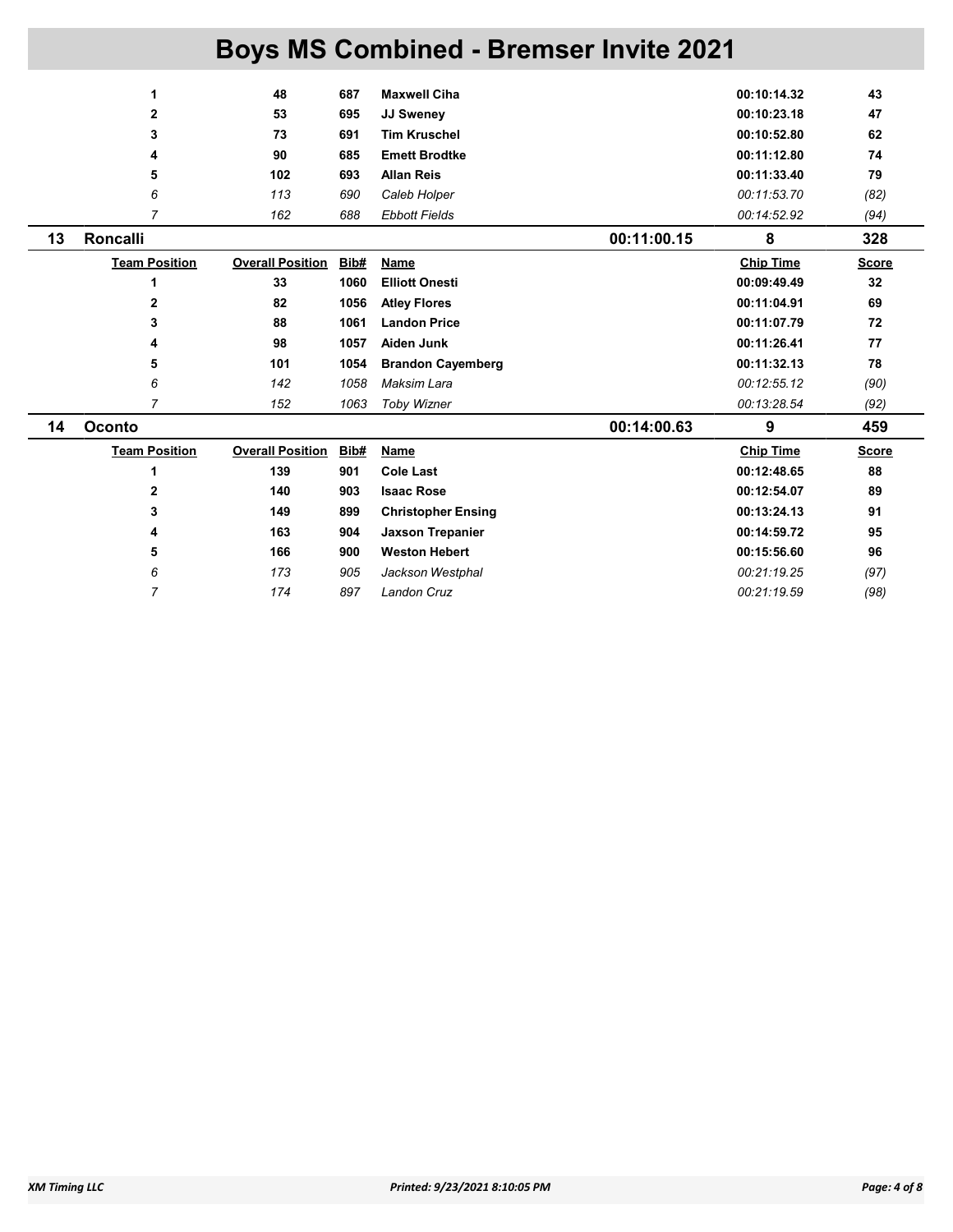# Boys MS Combined - Bremser Invite 2021

| Team Position | Overall Position | Bib# | Name | | Chip Time | Score |
|---|---|---|---|---|---|---|
| **1** | **48** | **687** | **Maxwell Ciha** | | **00:10:14.32** | **43** |
| **2** | **53** | **695** | **JJ Sweney** | | **00:10:23.18** | **47** |
| **3** | **73** | **691** | **Tim Kruschel** | | **00:10:52.80** | **62** |
| **4** | **90** | **685** | **Emett Brodtke** | | **00:11:12.80** | **74** |
| **5** | **102** | **693** | **Allan Reis** | | **00:11:33.40** | **79** |
| *6* | *113* | *690* | *Caleb Holper* | | *00:11:53.70* | *(82)* |
| *7* | *162* | *688* | *Ebbott Fields* | | *00:14:52.92* | *(94)* |

## 13 Roncalli — 00:11:00.15 — 8 — 328

| Team Position | Overall Position | Bib# | Name | Chip Time | Score |
|---|---|---|---|---|---|
| **1** | **33** | **1060** | **Elliott Onesti** | **00:09:49.49** | **32** |
| **2** | **82** | **1056** | **Atley Flores** | **00:11:04.91** | **69** |
| **3** | **88** | **1061** | **Landon Price** | **00:11:07.79** | **72** |
| **4** | **98** | **1057** | **Aiden Junk** | **00:11:26.41** | **77** |
| **5** | **101** | **1054** | **Brandon Cayemberg** | **00:11:32.13** | **78** |
| *6* | *142* | *1058* | *Maksim Lara* | *00:12:55.12* | *(90)* |
| *7* | *152* | *1063* | *Toby Wizner* | *00:13:28.54* | *(92)* |

## 14 Oconto — 00:14:00.63 — 9 — 459

| Team Position | Overall Position | Bib# | Name | Chip Time | Score |
|---|---|---|---|---|---|
| **1** | **139** | **901** | **Cole Last** | **00:12:48.65** | **88** |
| **2** | **140** | **903** | **Isaac Rose** | **00:12:54.07** | **89** |
| **3** | **149** | **899** | **Christopher Ensing** | **00:13:24.13** | **91** |
| **4** | **163** | **904** | **Jaxson Trepanier** | **00:14:59.72** | **95** |
| **5** | **166** | **900** | **Weston Hebert** | **00:15:56.60** | **96** |
| *6* | *173* | *905* | *Jackson Westphal* | *00:21:19.25* | *(97)* |
| *7* | *174* | *897* | *Landon Cruz* | *00:21:19.59* | *(98)* |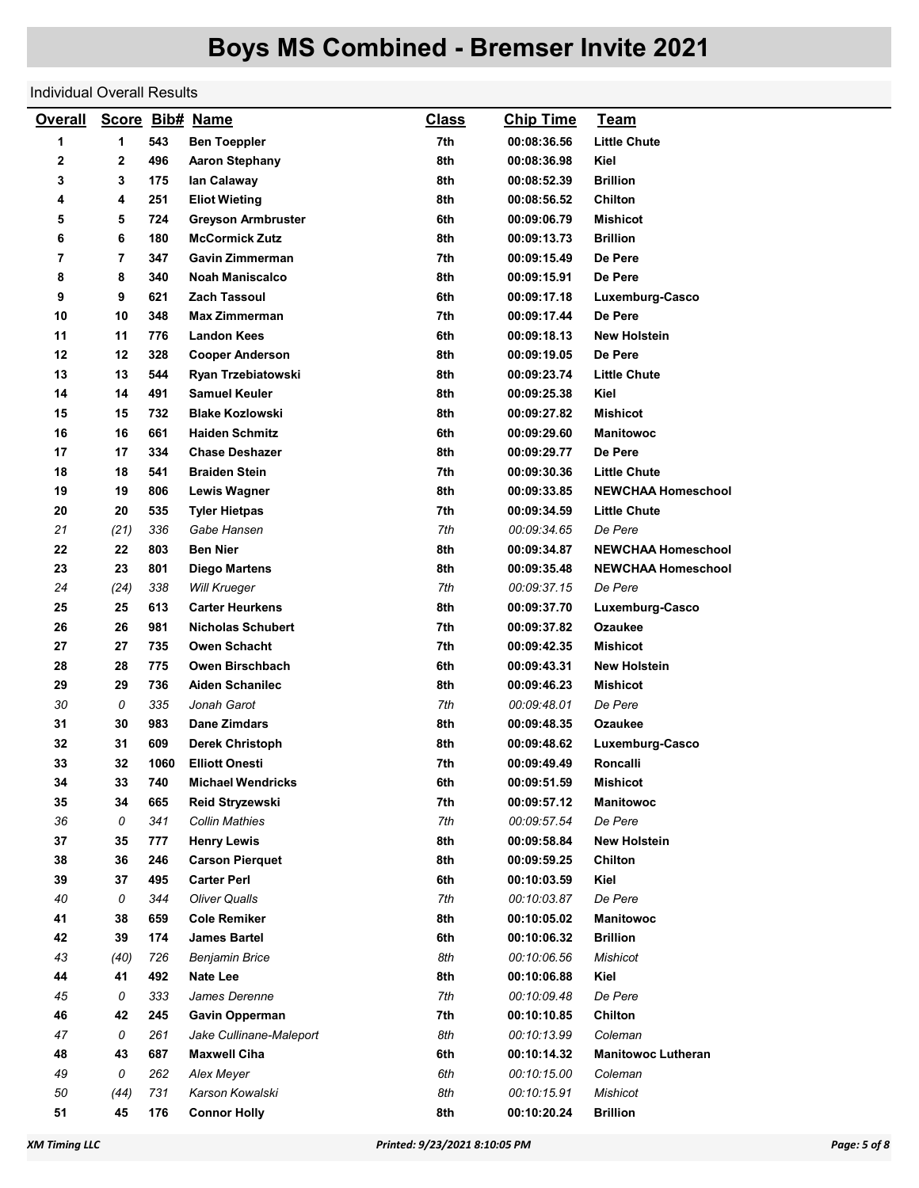# Boys MS Combined - Bremser Invite 2021

Individual Overall Results

| Overall | Score | Bib# | Name | Class | Chip Time | Team |
|---|---|---|---|---|---|---|
| 1 | 1 | 543 | **Ben Toeppler** | 7th | 00:08:36.56 | **Little Chute** |
| 2 | 2 | 496 | **Aaron Stephany** | 8th | 00:08:36.98 | **Kiel** |
| 3 | 3 | 175 | **Ian Calaway** | 8th | 00:08:52.39 | **Brillion** |
| 4 | 4 | 251 | **Eliot Wieting** | 8th | 00:08:56.52 | **Chilton** |
| 5 | 5 | 724 | **Greyson Armbruster** | 6th | 00:09:06.79 | **Mishicot** |
| 6 | 6 | 180 | **McCormick Zutz** | 8th | 00:09:13.73 | **Brillion** |
| 7 | 7 | 347 | **Gavin Zimmerman** | 7th | 00:09:15.49 | **De Pere** |
| 8 | 8 | 340 | **Noah Maniscalco** | 8th | 00:09:15.91 | **De Pere** |
| 9 | 9 | 621 | **Zach Tassoul** | 6th | 00:09:17.18 | **Luxemburg-Casco** |
| 10 | 10 | 348 | **Max Zimmerman** | 7th | 00:09:17.44 | **De Pere** |
| 11 | 11 | 776 | **Landon Kees** | 6th | 00:09:18.13 | **New Holstein** |
| 12 | 12 | 328 | **Cooper Anderson** | 8th | 00:09:19.05 | **De Pere** |
| 13 | 13 | 544 | **Ryan Trzebiatowski** | 8th | 00:09:23.74 | **Little Chute** |
| 14 | 14 | 491 | **Samuel Keuler** | 8th | 00:09:25.38 | **Kiel** |
| 15 | 15 | 732 | **Blake Kozlowski** | 8th | 00:09:27.82 | **Mishicot** |
| 16 | 16 | 661 | **Haiden Schmitz** | 6th | 00:09:29.60 | **Manitowoc** |
| 17 | 17 | 334 | **Chase Deshazer** | 8th | 00:09:29.77 | **De Pere** |
| 18 | 18 | 541 | **Braiden Stein** | 7th | 00:09:30.36 | **Little Chute** |
| 19 | 19 | 806 | **Lewis Wagner** | 8th | 00:09:33.85 | **NEWCHAA Homeschool** |
| 20 | 20 | 535 | **Tyler Hietpas** | 7th | 00:09:34.59 | **Little Chute** |
| *21* | *(21)* | *336* | *Gabe Hansen* | *7th* | *00:09:34.65* | *De Pere* |
| 22 | 22 | 803 | **Ben Nier** | 8th | 00:09:34.87 | **NEWCHAA Homeschool** |
| 23 | 23 | 801 | **Diego Martens** | 8th | 00:09:35.48 | **NEWCHAA Homeschool** |
| *24* | *(24)* | *338* | *Will Krueger* | *7th* | *00:09:37.15* | *De Pere* |
| 25 | 25 | 613 | **Carter Heurkens** | 8th | 00:09:37.70 | **Luxemburg-Casco** |
| 26 | 26 | 981 | **Nicholas Schubert** | 7th | 00:09:37.82 | **Ozaukee** |
| 27 | 27 | 735 | **Owen Schacht** | 7th | 00:09:42.35 | **Mishicot** |
| 28 | 28 | 775 | **Owen Birschbach** | 6th | 00:09:43.31 | **New Holstein** |
| 29 | 29 | 736 | **Aiden Schanilec** | 8th | 00:09:46.23 | **Mishicot** |
| *30* | *0* | *335* | *Jonah Garot* | *7th* | *00:09:48.01* | *De Pere* |
| 31 | 30 | 983 | **Dane Zimdars** | 8th | 00:09:48.35 | **Ozaukee** |
| 32 | 31 | 609 | **Derek Christoph** | 8th | 00:09:48.62 | **Luxemburg-Casco** |
| 33 | 32 | 1060 | **Elliott Onesti** | 7th | 00:09:49.49 | **Roncalli** |
| 34 | 33 | 740 | **Michael Wendricks** | 6th | 00:09:51.59 | **Mishicot** |
| 35 | 34 | 665 | **Reid Stryzewski** | 7th | 00:09:57.12 | **Manitowoc** |
| *36* | *0* | *341* | *Collin Mathies* | *7th* | *00:09:57.54* | *De Pere* |
| 37 | 35 | 777 | **Henry Lewis** | 8th | 00:09:58.84 | **New Holstein** |
| 38 | 36 | 246 | **Carson Pierquet** | 8th | 00:09:59.25 | **Chilton** |
| 39 | 37 | 495 | **Carter Perl** | 6th | 00:10:03.59 | **Kiel** |
| *40* | *0* | *344* | *Oliver Qualls* | *7th* | *00:10:03.87* | *De Pere* |
| 41 | 38 | 659 | **Cole Remiker** | 8th | 00:10:05.02 | **Manitowoc** |
| 42 | 39 | 174 | **James Bartel** | 6th | 00:10:06.32 | **Brillion** |
| *43* | *(40)* | *726* | *Benjamin Brice* | *8th* | *00:10:06.56* | *Mishicot* |
| 44 | 41 | 492 | **Nate Lee** | 8th | 00:10:06.88 | **Kiel** |
| *45* | *0* | *333* | *James Derenne* | *7th* | *00:10:09.48* | *De Pere* |
| 46 | 42 | 245 | **Gavin Opperman** | 7th | 00:10:10.85 | **Chilton** |
| *47* | *0* | *261* | *Jake Cullinane-Maleport* | *8th* | *00:10:13.99* | *Coleman* |
| 48 | 43 | 687 | **Maxwell Ciha** | 6th | 00:10:14.32 | **Manitowoc Lutheran** |
| *49* | *0* | *262* | *Alex Meyer* | *6th* | *00:10:15.00* | *Coleman* |
| *50* | *(44)* | *731* | *Karson Kowalski* | *8th* | *00:10:15.91* | *Mishicot* |
| 51 | 45 | 176 | **Connor Holly** | 8th | 00:10:20.24 | **Brillion** |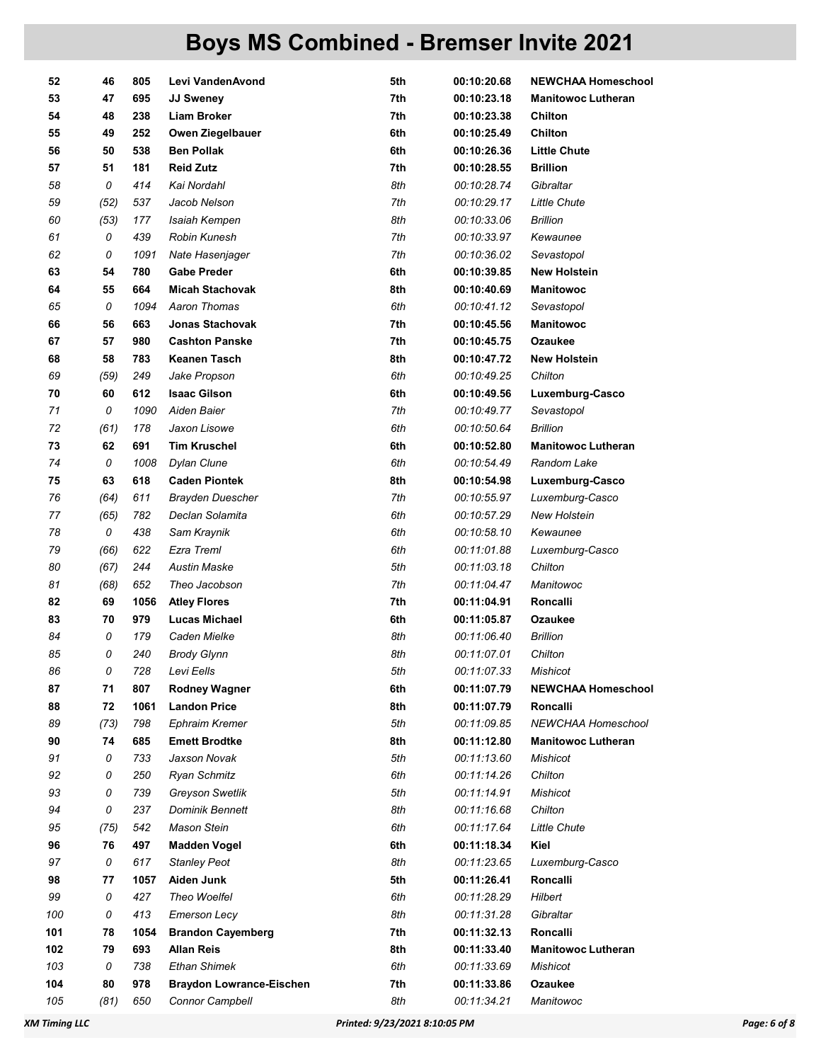# Boys MS Combined - Bremser Invite 2021

| | | | | | | |
|---|---|---|---|---|---|---|
| **52** | **46** | **805** | **Levi VandenAvond** | **5th** | **00:10:20.68** | **NEWCHAA Homeschool** |
| **53** | **47** | **695** | **JJ Sweney** | **7th** | **00:10:23.18** | **Manitowoc Lutheran** |
| **54** | **48** | **238** | **Liam Broker** | **7th** | **00:10:23.38** | **Chilton** |
| **55** | **49** | **252** | **Owen Ziegelbauer** | **6th** | **00:10:25.49** | **Chilton** |
| **56** | **50** | **538** | **Ben Pollak** | **6th** | **00:10:26.36** | **Little Chute** |
| **57** | **51** | **181** | **Reid Zutz** | **7th** | **00:10:28.55** | **Brillion** |
| *58* | *0* | *414* | *Kai Nordahl* | *8th* | *00:10:28.74* | *Gibraltar* |
| *59* | *(52)* | *537* | *Jacob Nelson* | *7th* | *00:10:29.17* | *Little Chute* |
| *60* | *(53)* | *177* | *Isaiah Kempen* | *8th* | *00:10:33.06* | *Brillion* |
| *61* | *0* | *439* | *Robin Kunesh* | *7th* | *00:10:33.97* | *Kewaunee* |
| *62* | *0* | *1091* | *Nate Hasenjager* | *7th* | *00:10:36.02* | *Sevastopol* |
| **63** | **54** | **780** | **Gabe Preder** | **6th** | **00:10:39.85** | **New Holstein** |
| **64** | **55** | **664** | **Micah Stachovak** | **8th** | **00:10:40.69** | **Manitowoc** |
| *65* | *0* | *1094* | *Aaron Thomas* | *6th* | *00:10:41.12* | *Sevastopol* |
| **66** | **56** | **663** | **Jonas Stachovak** | **7th** | **00:10:45.56** | **Manitowoc** |
| **67** | **57** | **980** | **Cashton Panske** | **7th** | **00:10:45.75** | **Ozaukee** |
| **68** | **58** | **783** | **Keanen Tasch** | **8th** | **00:10:47.72** | **New Holstein** |
| *69* | *(59)* | *249* | *Jake Propson* | *6th* | *00:10:49.25* | *Chilton* |
| **70** | **60** | **612** | **Isaac Gilson** | **6th** | **00:10:49.56** | **Luxemburg-Casco** |
| *71* | *0* | *1090* | *Aiden Baier* | *7th* | *00:10:49.77* | *Sevastopol* |
| *72* | *(61)* | *178* | *Jaxon Lisowe* | *6th* | *00:10:50.64* | *Brillion* |
| **73** | **62** | **691** | **Tim Kruschel** | **6th** | **00:10:52.80** | **Manitowoc Lutheran** |
| *74* | *0* | *1008* | *Dylan Clune* | *6th* | *00:10:54.49* | *Random Lake* |
| **75** | **63** | **618** | **Caden Piontek** | **8th** | **00:10:54.98** | **Luxemburg-Casco** |
| *76* | *(64)* | *611* | *Brayden Duescher* | *7th* | *00:10:55.97* | *Luxemburg-Casco* |
| *77* | *(65)* | *782* | *Declan Solamita* | *6th* | *00:10:57.29* | *New Holstein* |
| *78* | *0* | *438* | *Sam Kraynik* | *6th* | *00:10:58.10* | *Kewaunee* |
| *79* | *(66)* | *622* | *Ezra Treml* | *6th* | *00:11:01.88* | *Luxemburg-Casco* |
| *80* | *(67)* | *244* | *Austin Maske* | *5th* | *00:11:03.18* | *Chilton* |
| *81* | *(68)* | *652* | *Theo Jacobson* | *7th* | *00:11:04.47* | *Manitowoc* |
| **82** | **69** | **1056** | **Atley Flores** | **7th** | **00:11:04.91** | **Roncalli** |
| **83** | **70** | **979** | **Lucas Michael** | **6th** | **00:11:05.87** | **Ozaukee** |
| *84* | *0* | *179* | *Caden Mielke* | *8th* | *00:11:06.40* | *Brillion* |
| *85* | *0* | *240* | *Brody Glynn* | *8th* | *00:11:07.01* | *Chilton* |
| *86* | *0* | *728* | *Levi Eells* | *5th* | *00:11:07.33* | *Mishicot* |
| **87** | **71** | **807** | **Rodney Wagner** | **6th** | **00:11:07.79** | **NEWCHAA Homeschool** |
| **88** | **72** | **1061** | **Landon Price** | **8th** | **00:11:07.79** | **Roncalli** |
| *89* | *(73)* | *798* | *Ephraim Kremer* | *5th* | *00:11:09.85* | *NEWCHAA Homeschool* |
| **90** | **74** | **685** | **Emett Brodtke** | **8th** | **00:11:12.80** | **Manitowoc Lutheran** |
| *91* | *0* | *733* | *Jaxson Novak* | *5th* | *00:11:13.60* | *Mishicot* |
| *92* | *0* | *250* | *Ryan Schmitz* | *6th* | *00:11:14.26* | *Chilton* |
| *93* | *0* | *739* | *Greyson Swetlik* | *5th* | *00:11:14.91* | *Mishicot* |
| *94* | *0* | *237* | *Dominik Bennett* | *8th* | *00:11:16.68* | *Chilton* |
| *95* | *(75)* | *542* | *Mason Stein* | *6th* | *00:11:17.64* | *Little Chute* |
| **96** | **76** | **497** | **Madden Vogel** | **6th** | **00:11:18.34** | **Kiel** |
| *97* | *0* | *617* | *Stanley Peot* | *8th* | *00:11:23.65* | *Luxemburg-Casco* |
| **98** | **77** | **1057** | **Aiden Junk** | **5th** | **00:11:26.41** | **Roncalli** |
| *99* | *0* | *427* | *Theo Woelfel* | *6th* | *00:11:28.29* | *Hilbert* |
| *100* | *0* | *413* | *Emerson Lecy* | *8th* | *00:11:31.28* | *Gibraltar* |
| **101** | **78** | **1054** | **Brandon Cayemberg** | **7th** | **00:11:32.13** | **Roncalli** |
| **102** | **79** | **693** | **Allan Reis** | **8th** | **00:11:33.40** | **Manitowoc Lutheran** |
| *103* | *0* | *738* | *Ethan Shimek* | *6th* | *00:11:33.69* | *Mishicot* |
| **104** | **80** | **978** | **Braydon Lowrance-Eischen** | **7th** | **00:11:33.86** | **Ozaukee** |
| *105* | *(81)* | *650* | *Connor Campbell* | *8th* | *00:11:34.21* | *Manitowoc* |

XM Timing LLC — Printed: 9/23/2021 8:10:05 PM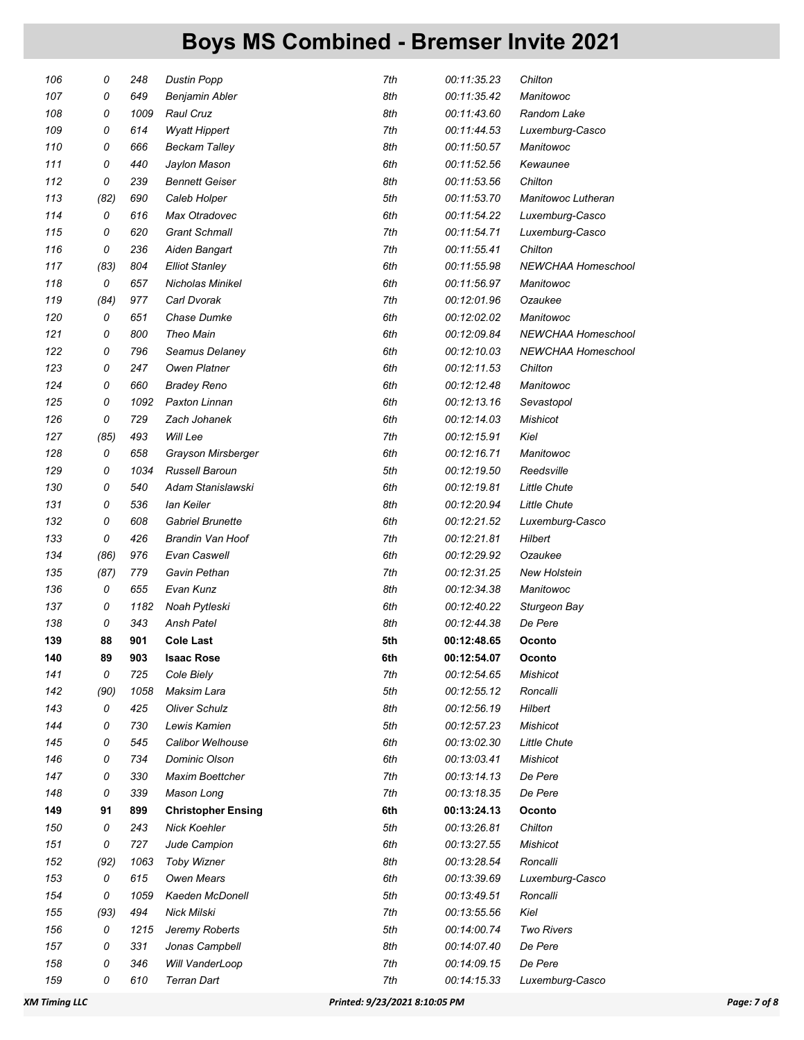# Boys MS Combined - Bremser Invite 2021

| | | | | | | |
|---|---|---|---|---|---|---|
| 106 | 0 | 248 | Dustin Popp | 7th | 00:11:35.23 | Chilton |
| 107 | 0 | 649 | Benjamin Abler | 8th | 00:11:35.42 | Manitowoc |
| 108 | 0 | 1009 | Raul Cruz | 8th | 00:11:43.60 | Random Lake |
| 109 | 0 | 614 | Wyatt Hippert | 7th | 00:11:44.53 | Luxemburg-Casco |
| 110 | 0 | 666 | Beckam Talley | 8th | 00:11:50.57 | Manitowoc |
| 111 | 0 | 440 | Jaylon Mason | 6th | 00:11:52.56 | Kewaunee |
| 112 | 0 | 239 | Bennett Geiser | 8th | 00:11:53.56 | Chilton |
| 113 | (82) | 690 | Caleb Holper | 5th | 00:11:53.70 | Manitowoc Lutheran |
| 114 | 0 | 616 | Max Otradovec | 6th | 00:11:54.22 | Luxemburg-Casco |
| 115 | 0 | 620 | Grant Schmall | 7th | 00:11:54.71 | Luxemburg-Casco |
| 116 | 0 | 236 | Aiden Bangart | 7th | 00:11:55.41 | Chilton |
| 117 | (83) | 804 | Elliot Stanley | 6th | 00:11:55.98 | NEWCHAA Homeschool |
| 118 | 0 | 657 | Nicholas Minikel | 6th | 00:11:56.97 | Manitowoc |
| 119 | (84) | 977 | Carl Dvorak | 7th | 00:12:01.96 | Ozaukee |
| 120 | 0 | 651 | Chase Dumke | 6th | 00:12:02.02 | Manitowoc |
| 121 | 0 | 800 | Theo Main | 6th | 00:12:09.84 | NEWCHAA Homeschool |
| 122 | 0 | 796 | Seamus Delaney | 6th | 00:12:10.03 | NEWCHAA Homeschool |
| 123 | 0 | 247 | Owen Platner | 6th | 00:12:11.53 | Chilton |
| 124 | 0 | 660 | Bradey Reno | 6th | 00:12:12.48 | Manitowoc |
| 125 | 0 | 1092 | Paxton Linnan | 6th | 00:12:13.16 | Sevastopol |
| 126 | 0 | 729 | Zach Johanek | 6th | 00:12:14.03 | Mishicot |
| 127 | (85) | 493 | Will Lee | 7th | 00:12:15.91 | Kiel |
| 128 | 0 | 658 | Grayson Mirsberger | 6th | 00:12:16.71 | Manitowoc |
| 129 | 0 | 1034 | Russell Baroun | 5th | 00:12:19.50 | Reedsville |
| 130 | 0 | 540 | Adam Stanislawski | 6th | 00:12:19.81 | Little Chute |
| 131 | 0 | 536 | Ian Keiler | 8th | 00:12:20.94 | Little Chute |
| 132 | 0 | 608 | Gabriel Brunette | 6th | 00:12:21.52 | Luxemburg-Casco |
| 133 | 0 | 426 | Brandin Van Hoof | 7th | 00:12:21.81 | Hilbert |
| 134 | (86) | 976 | Evan Caswell | 6th | 00:12:29.92 | Ozaukee |
| 135 | (87) | 779 | Gavin Pethan | 7th | 00:12:31.25 | New Holstein |
| 136 | 0 | 655 | Evan Kunz | 8th | 00:12:34.38 | Manitowoc |
| 137 | 0 | 1182 | Noah Pytleski | 6th | 00:12:40.22 | Sturgeon Bay |
| 138 | 0 | 343 | Ansh Patel | 8th | 00:12:44.38 | De Pere |
| **139** | **88** | **901** | **Cole Last** | **5th** | **00:12:48.65** | **Oconto** |
| **140** | **89** | **903** | **Isaac Rose** | **6th** | **00:12:54.07** | **Oconto** |
| 141 | 0 | 725 | Cole Biely | 7th | 00:12:54.65 | Mishicot |
| 142 | (90) | 1058 | Maksim Lara | 5th | 00:12:55.12 | Roncalli |
| 143 | 0 | 425 | Oliver Schulz | 8th | 00:12:56.19 | Hilbert |
| 144 | 0 | 730 | Lewis Kamien | 5th | 00:12:57.23 | Mishicot |
| 145 | 0 | 545 | Calibor Welhouse | 6th | 00:13:02.30 | Little Chute |
| 146 | 0 | 734 | Dominic Olson | 6th | 00:13:03.41 | Mishicot |
| 147 | 0 | 330 | Maxim Boettcher | 7th | 00:13:14.13 | De Pere |
| 148 | 0 | 339 | Mason Long | 7th | 00:13:18.35 | De Pere |
| **149** | **91** | **899** | **Christopher Ensing** | **6th** | **00:13:24.13** | **Oconto** |
| 150 | 0 | 243 | Nick Koehler | 5th | 00:13:26.81 | Chilton |
| 151 | 0 | 727 | Jude Campion | 6th | 00:13:27.55 | Mishicot |
| 152 | (92) | 1063 | Toby Wizner | 8th | 00:13:28.54 | Roncalli |
| 153 | 0 | 615 | Owen Mears | 6th | 00:13:39.69 | Luxemburg-Casco |
| 154 | 0 | 1059 | Kaeden McDonell | 5th | 00:13:49.51 | Roncalli |
| 155 | (93) | 494 | Nick Milski | 7th | 00:13:55.56 | Kiel |
| 156 | 0 | 1215 | Jeremy Roberts | 5th | 00:14:00.74 | Two Rivers |
| 157 | 0 | 331 | Jonas Campbell | 8th | 00:14:07.40 | De Pere |
| 158 | 0 | 346 | Will VanderLoop | 7th | 00:14:09.15 | De Pere |
| 159 | 0 | 610 | Terran Dart | 7th | 00:14:15.33 | Luxemburg-Casco |

XM Timing LLC — Printed: 9/23/2021 8:10:05 PM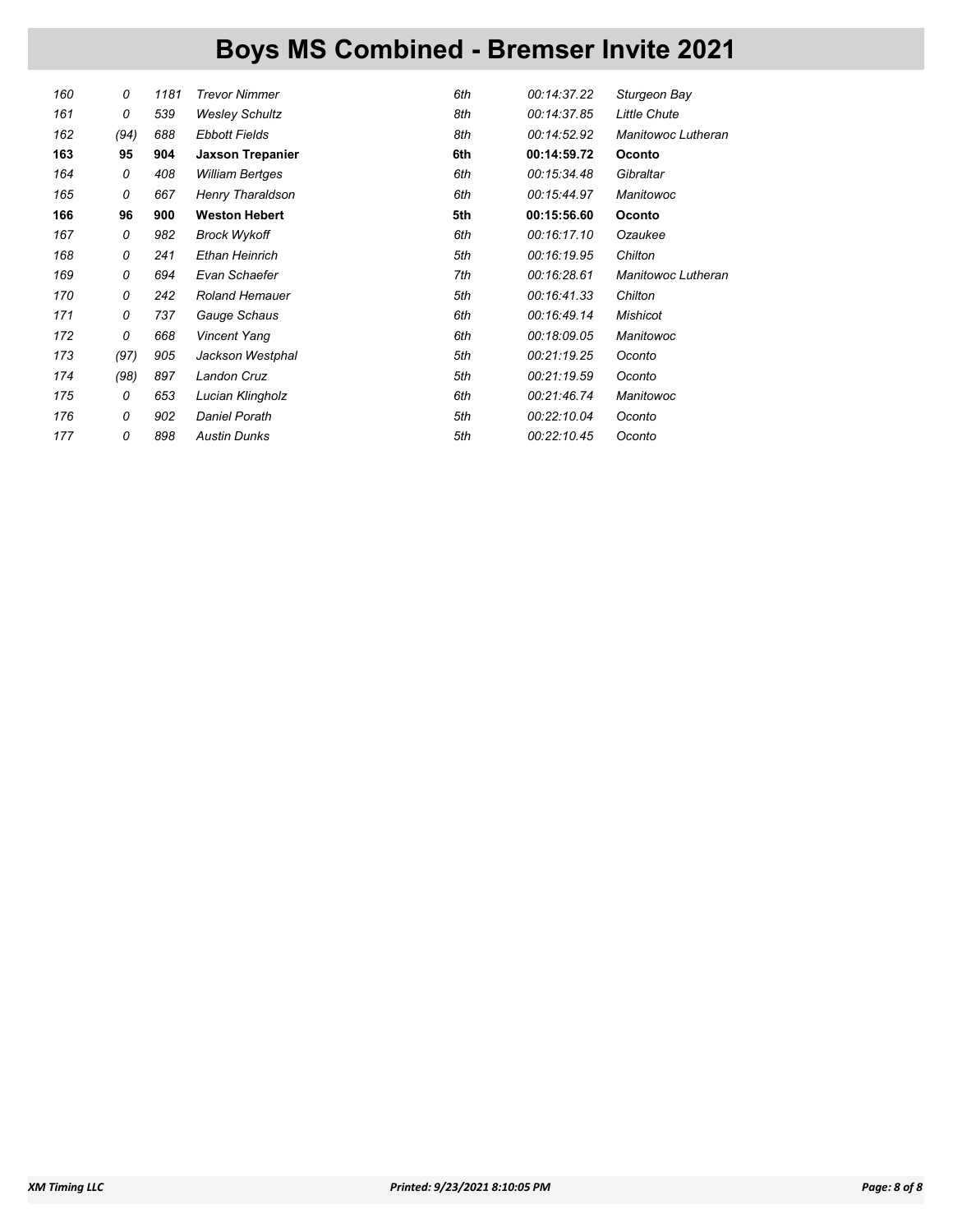# Boys MS Combined - Bremser Invite 2021

| | | | | | | |
|---|---|---|---|---|---|---|
| *160* | *0* | *1181* | *Trevor Nimmer* | *6th* | *00:14:37.22* | *Sturgeon Bay* |
| *161* | *0* | *539* | *Wesley Schultz* | *8th* | *00:14:37.85* | *Little Chute* |
| *162* | *(94)* | *688* | *Ebbott Fields* | *8th* | *00:14:52.92* | *Manitowoc Lutheran* |
| **163** | **95** | **904** | **Jaxson Trepanier** | **6th** | **00:14:59.72** | **Oconto** |
| *164* | *0* | *408* | *William Bertges* | *6th* | *00:15:34.48* | *Gibraltar* |
| *165* | *0* | *667* | *Henry Tharaldson* | *6th* | *00:15:44.97* | *Manitowoc* |
| **166** | **96** | **900** | **Weston Hebert** | **5th** | **00:15:56.60** | **Oconto** |
| *167* | *0* | *982* | *Brock Wykoff* | *6th* | *00:16:17.10* | *Ozaukee* |
| *168* | *0* | *241* | *Ethan Heinrich* | *5th* | *00:16:19.95* | *Chilton* |
| *169* | *0* | *694* | *Evan Schaefer* | *7th* | *00:16:28.61* | *Manitowoc Lutheran* |
| *170* | *0* | *242* | *Roland Hemauer* | *5th* | *00:16:41.33* | *Chilton* |
| *171* | *0* | *737* | *Gauge Schaus* | *6th* | *00:16:49.14* | *Mishicot* |
| *172* | *0* | *668* | *Vincent Yang* | *6th* | *00:18:09.05* | *Manitowoc* |
| *173* | *(97)* | *905* | *Jackson Westphal* | *5th* | *00:21:19.25* | *Oconto* |
| *174* | *(98)* | *897* | *Landon Cruz* | *5th* | *00:21:19.59* | *Oconto* |
| *175* | *0* | *653* | *Lucian Klingholz* | *6th* | *00:21:46.74* | *Manitowoc* |
| *176* | *0* | *902* | *Daniel Porath* | *5th* | *00:22:10.04* | *Oconto* |
| *177* | *0* | *898* | *Austin Dunks* | *5th* | *00:22:10.45* | *Oconto* |

***XM Timing LLC*** ***Printed: 9/23/2021 8:10:05 PM***